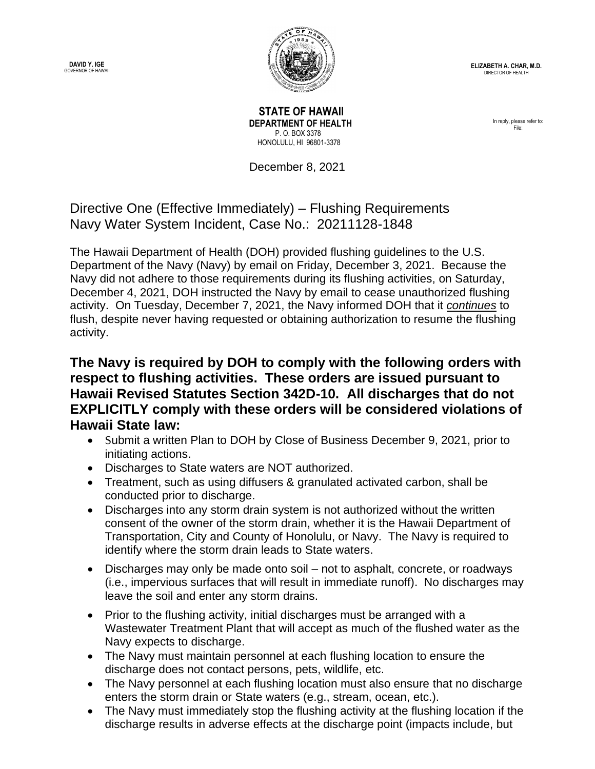**DAVID Y. IGE**
GOVERNOR OF HAWAII

**ELIZABETH A. CHAR, M.D.**
DIRECTOR OF HEALTH

**STATE OF HAWAII**
**DEPARTMENT OF HEALTH**
P. O. BOX 3378
HONOLULU, HI 96801-3378

In reply, please refer to:
File:

December 8, 2021

# Directive One (Effective Immediately) – Flushing Requirements
# Navy Water System Incident, Case No.: 20211128-1848

The Hawaii Department of Health (DOH) provided flushing guidelines to the U.S. Department of the Navy (Navy) by email on Friday, December 3, 2021. Because the Navy did not adhere to those requirements during its flushing activities, on Saturday, December 4, 2021, DOH instructed the Navy by email to cease unauthorized flushing activity. On Tuesday, December 7, 2021, the Navy informed DOH that it ***continues*** to flush, despite never having requested or obtaining authorization to resume the flushing activity.

**The Navy is required by DOH to comply with the following orders with respect to flushing activities. These orders are issued pursuant to Hawaii Revised Statutes Section 342D-10. All discharges that do not EXPLICITLY comply with these orders will be considered violations of Hawaii State law:**

- Submit a written Plan to DOH by Close of Business December 9, 2021, prior to initiating actions.
- Discharges to State waters are NOT authorized.
- Treatment, such as using diffusers & granulated activated carbon, shall be conducted prior to discharge.
- Discharges into any storm drain system is not authorized without the written consent of the owner of the storm drain, whether it is the Hawaii Department of Transportation, City and County of Honolulu, or Navy. The Navy is required to identify where the storm drain leads to State waters.
- Discharges may only be made onto soil – not to asphalt, concrete, or roadways (i.e., impervious surfaces that will result in immediate runoff). No discharges may leave the soil and enter any storm drains.
- Prior to the flushing activity, initial discharges must be arranged with a Wastewater Treatment Plant that will accept as much of the flushed water as the Navy expects to discharge.
- The Navy must maintain personnel at each flushing location to ensure the discharge does not contact persons, pets, wildlife, etc.
- The Navy personnel at each flushing location must also ensure that no discharge enters the storm drain or State waters (e.g., stream, ocean, etc.).
- The Navy must immediately stop the flushing activity at the flushing location if the discharge results in adverse effects at the discharge point (impacts include, but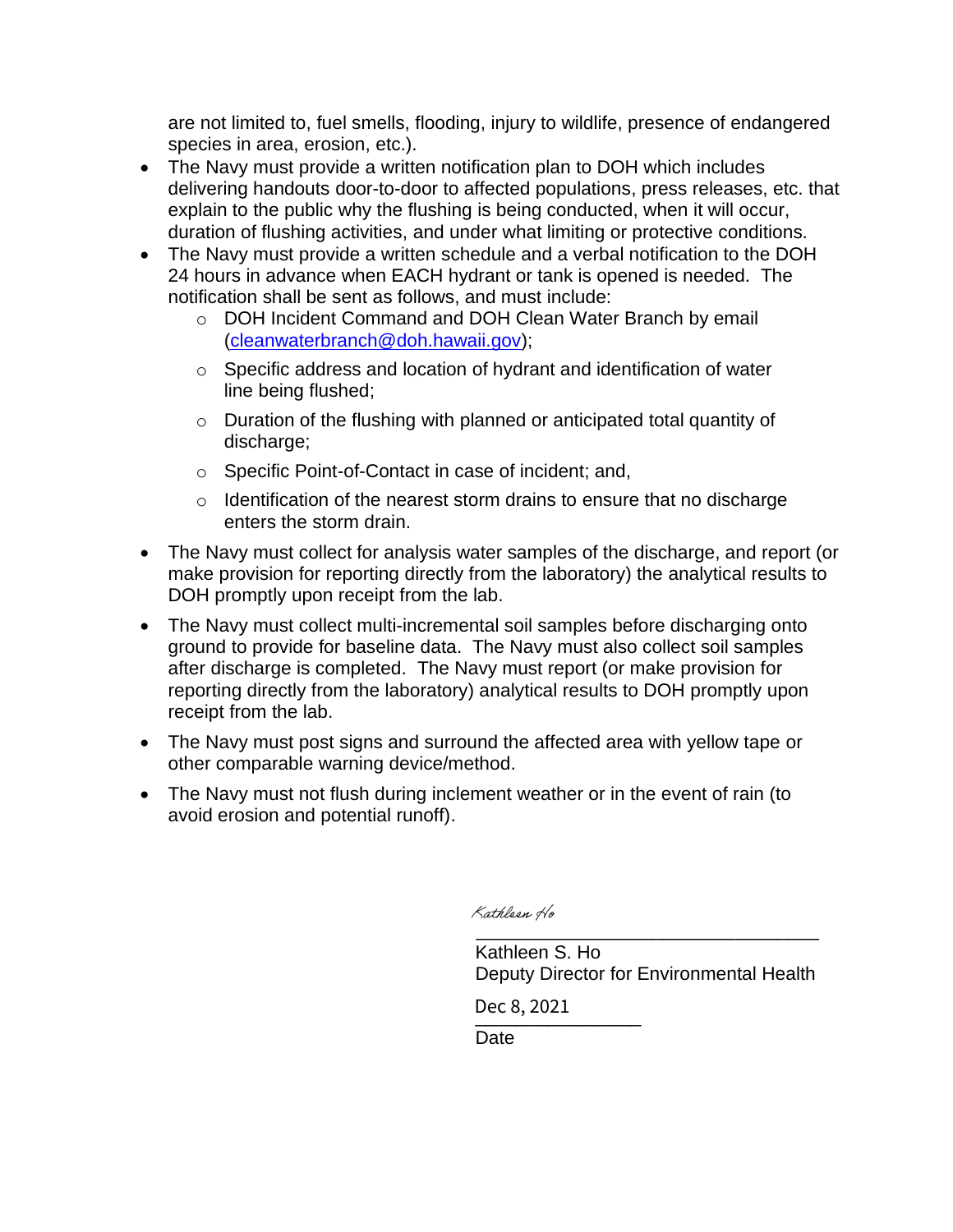are not limited to, fuel smells, flooding, injury to wildlife, presence of endangered species in area, erosion, etc.).

- The Navy must provide a written notification plan to DOH which includes delivering handouts door-to-door to affected populations, press releases, etc. that explain to the public why the flushing is being conducted, when it will occur, duration of flushing activities, and under what limiting or protective conditions.
- The Navy must provide a written schedule and a verbal notification to the DOH 24 hours in advance when EACH hydrant or tank is opened is needed. The notification shall be sent as follows, and must include:
  - DOH Incident Command and DOH Clean Water Branch by email (cleanwaterbranch@doh.hawaii.gov);
  - Specific address and location of hydrant and identification of water line being flushed;
  - Duration of the flushing with planned or anticipated total quantity of discharge;
  - Specific Point-of-Contact in case of incident; and,
  - Identification of the nearest storm drains to ensure that no discharge enters the storm drain.
- The Navy must collect for analysis water samples of the discharge, and report (or make provision for reporting directly from the laboratory) the analytical results to DOH promptly upon receipt from the lab.
- The Navy must collect multi-incremental soil samples before discharging onto ground to provide for baseline data. The Navy must also collect soil samples after discharge is completed. The Navy must report (or make provision for reporting directly from the laboratory) analytical results to DOH promptly upon receipt from the lab.
- The Navy must post signs and surround the affected area with yellow tape or other comparable warning device/method.
- The Navy must not flush during inclement weather or in the event of rain (to avoid erosion and potential runoff).

Kathleen Ho

Kathleen S. Ho
Deputy Director for Environmental Health

Dec 8, 2021
Date